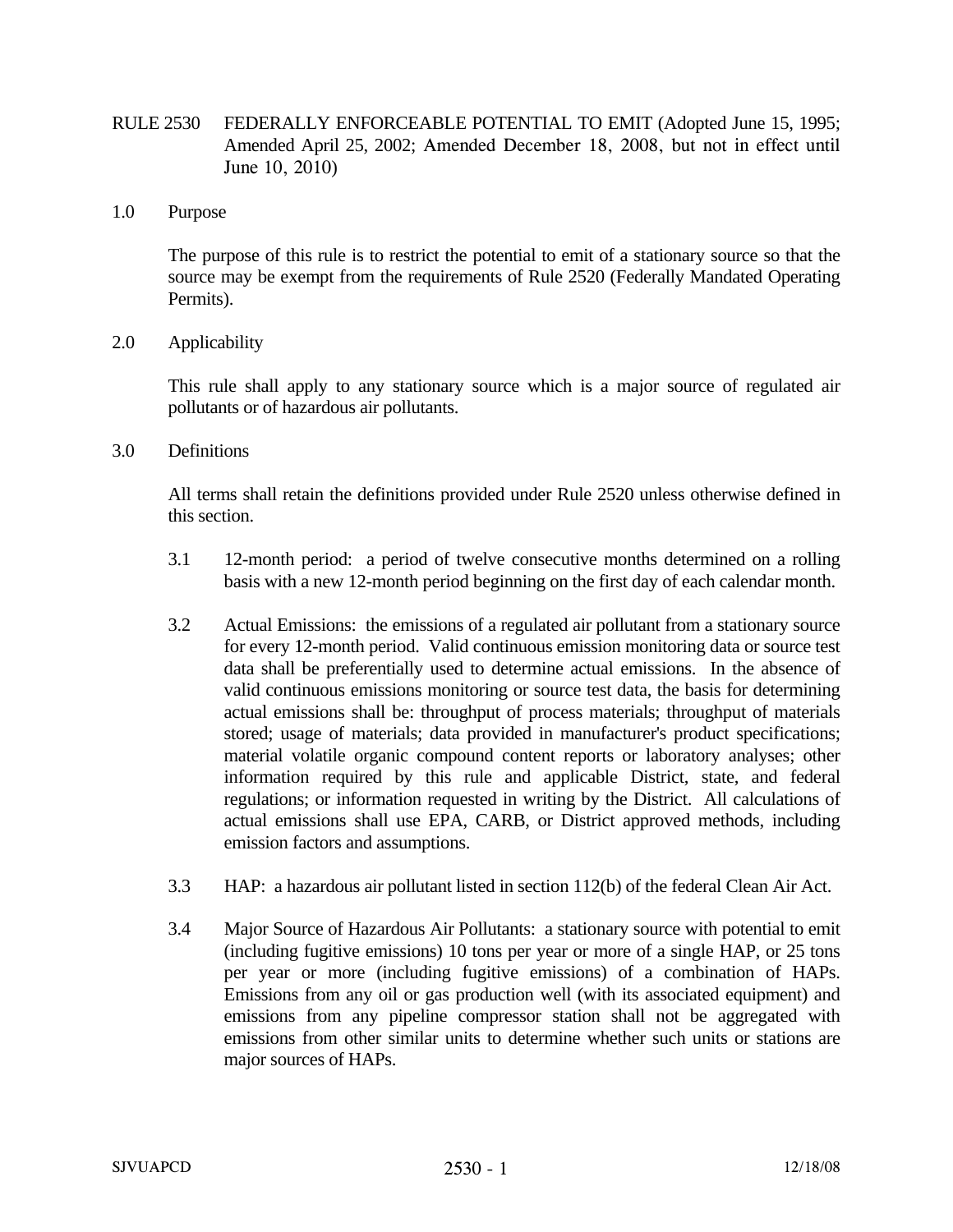# RULE 2530 FEDERALLY ENFORCEABLE POTENTIAL TO EMIT (Adopted June 15, 1995; Amended April 25, 2002; Amended December 18, 2008, but not in effect until June 10, 2010)

## 1.0 Purpose

The purpose of this rule is to restrict the potential to emit of a stationary source so that the source may be exempt from the requirements of Rule 2520 (Federally Mandated Operating Permits).

## 2.0 Applicability

This rule shall apply to any stationary source which is a major source of regulated air pollutants or of hazardous air pollutants.

## 3.0 Definitions

All terms shall retain the definitions provided under Rule 2520 unless otherwise defined in this section.

3.1 12-month period: a period of twelve consecutive months determined on a rolling basis with a new 12-month period beginning on the first day of each calendar month.

3.2 Actual Emissions: the emissions of a regulated air pollutant from a stationary source for every 12-month period. Valid continuous emission monitoring data or source test data shall be preferentially used to determine actual emissions. In the absence of valid continuous emissions monitoring or source test data, the basis for determining actual emissions shall be: throughput of process materials; throughput of materials stored; usage of materials; data provided in manufacturer's product specifications; material volatile organic compound content reports or laboratory analyses; other information required by this rule and applicable District, state, and federal regulations; or information requested in writing by the District. All calculations of actual emissions shall use EPA, CARB, or District approved methods, including emission factors and assumptions.

3.3 HAP: a hazardous air pollutant listed in section 112(b) of the federal Clean Air Act.

3.4 Major Source of Hazardous Air Pollutants: a stationary source with potential to emit (including fugitive emissions) 10 tons per year or more of a single HAP, or 25 tons per year or more (including fugitive emissions) of a combination of HAPs. Emissions from any oil or gas production well (with its associated equipment) and emissions from any pipeline compressor station shall not be aggregated with emissions from other similar units to determine whether such units or stations are major sources of HAPs.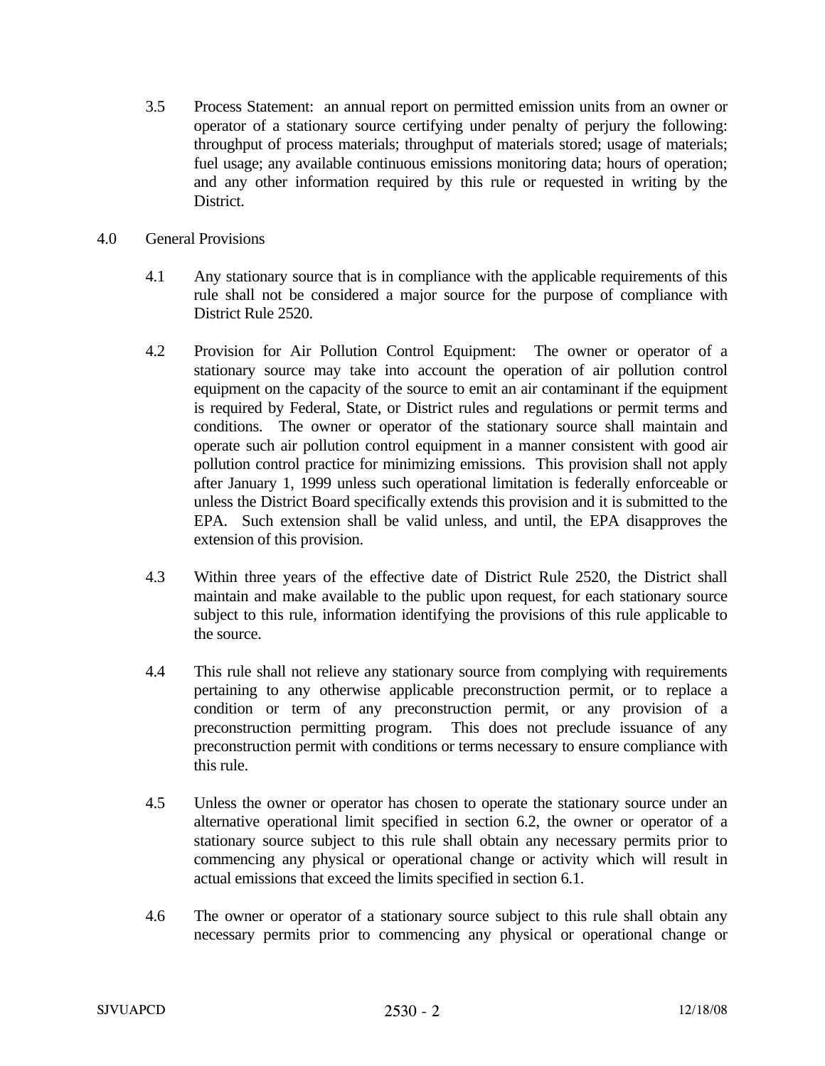3.5 Process Statement: an annual report on permitted emission units from an owner or operator of a stationary source certifying under penalty of perjury the following: throughput of process materials; throughput of materials stored; usage of materials; fuel usage; any available continuous emissions monitoring data; hours of operation; and any other information required by this rule or requested in writing by the District.

## 4.0 General Provisions

4.1 Any stationary source that is in compliance with the applicable requirements of this rule shall not be considered a major source for the purpose of compliance with District Rule 2520.

4.2 Provision for Air Pollution Control Equipment: The owner or operator of a stationary source may take into account the operation of air pollution control equipment on the capacity of the source to emit an air contaminant if the equipment is required by Federal, State, or District rules and regulations or permit terms and conditions. The owner or operator of the stationary source shall maintain and operate such air pollution control equipment in a manner consistent with good air pollution control practice for minimizing emissions. This provision shall not apply after January 1, 1999 unless such operational limitation is federally enforceable or unless the District Board specifically extends this provision and it is submitted to the EPA. Such extension shall be valid unless, and until, the EPA disapproves the extension of this provision.

4.3 Within three years of the effective date of District Rule 2520, the District shall maintain and make available to the public upon request, for each stationary source subject to this rule, information identifying the provisions of this rule applicable to the source.

4.4 This rule shall not relieve any stationary source from complying with requirements pertaining to any otherwise applicable preconstruction permit, or to replace a condition or term of any preconstruction permit, or any provision of a preconstruction permitting program. This does not preclude issuance of any preconstruction permit with conditions or terms necessary to ensure compliance with this rule.

4.5 Unless the owner or operator has chosen to operate the stationary source under an alternative operational limit specified in section 6.2, the owner or operator of a stationary source subject to this rule shall obtain any necessary permits prior to commencing any physical or operational change or activity which will result in actual emissions that exceed the limits specified in section 6.1.

4.6 The owner or operator of a stationary source subject to this rule shall obtain any necessary permits prior to commencing any physical or operational change or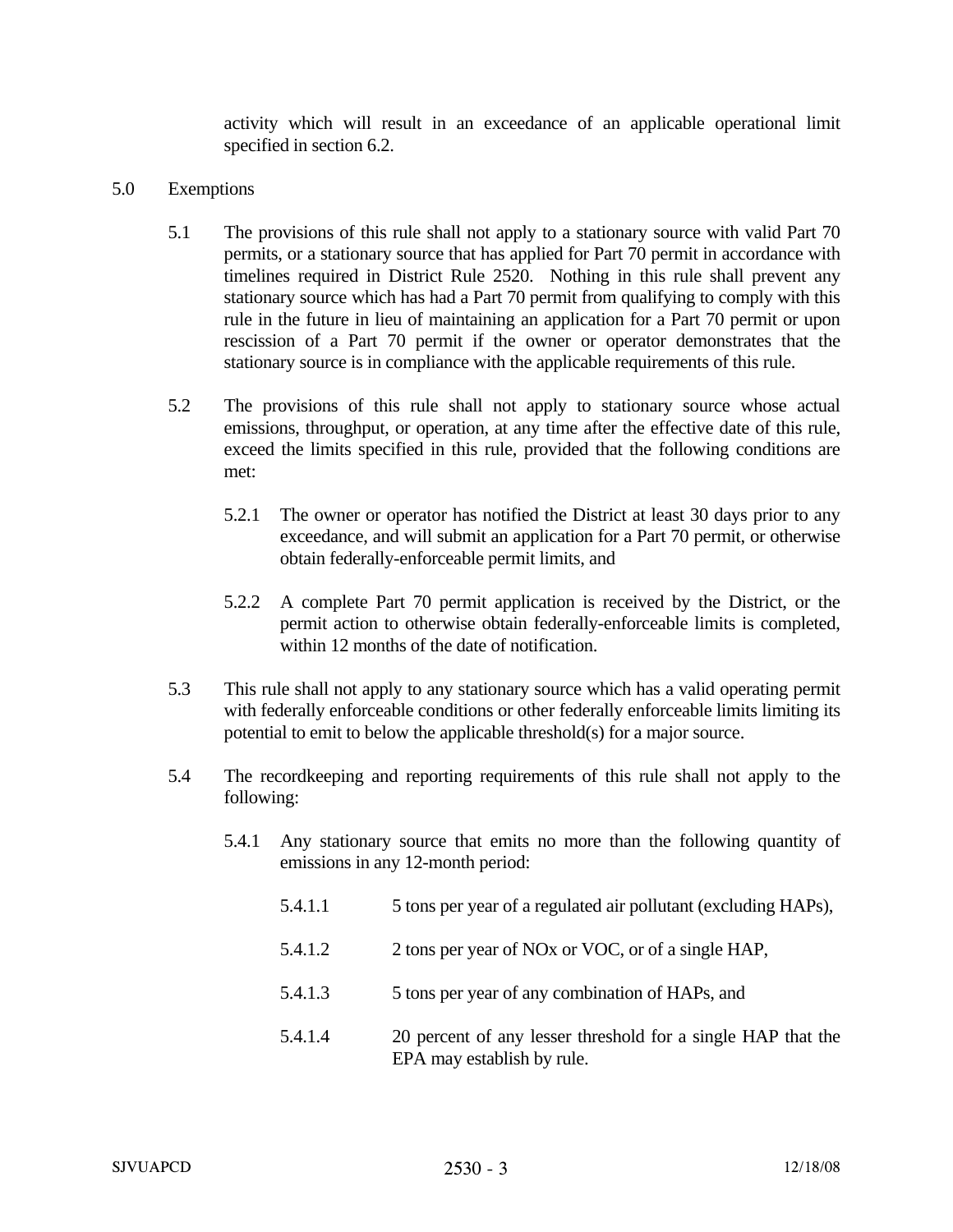activity which will result in an exceedance of an applicable operational limit specified in section 6.2.

## 5.0 Exemptions

5.1 The provisions of this rule shall not apply to a stationary source with valid Part 70 permits, or a stationary source that has applied for Part 70 permit in accordance with timelines required in District Rule 2520. Nothing in this rule shall prevent any stationary source which has had a Part 70 permit from qualifying to comply with this rule in the future in lieu of maintaining an application for a Part 70 permit or upon rescission of a Part 70 permit if the owner or operator demonstrates that the stationary source is in compliance with the applicable requirements of this rule.

5.2 The provisions of this rule shall not apply to stationary source whose actual emissions, throughput, or operation, at any time after the effective date of this rule, exceed the limits specified in this rule, provided that the following conditions are met:

5.2.1 The owner or operator has notified the District at least 30 days prior to any exceedance, and will submit an application for a Part 70 permit, or otherwise obtain federally-enforceable permit limits, and

5.2.2 A complete Part 70 permit application is received by the District, or the permit action to otherwise obtain federally-enforceable limits is completed, within 12 months of the date of notification.

5.3 This rule shall not apply to any stationary source which has a valid operating permit with federally enforceable conditions or other federally enforceable limits limiting its potential to emit to below the applicable threshold(s) for a major source.

5.4 The recordkeeping and reporting requirements of this rule shall not apply to the following:

5.4.1 Any stationary source that emits no more than the following quantity of emissions in any 12-month period:

5.4.1.1 5 tons per year of a regulated air pollutant (excluding HAPs),

5.4.1.2 2 tons per year of NOx or VOC, or of a single HAP,

5.4.1.3 5 tons per year of any combination of HAPs, and

5.4.1.4 20 percent of any lesser threshold for a single HAP that the EPA may establish by rule.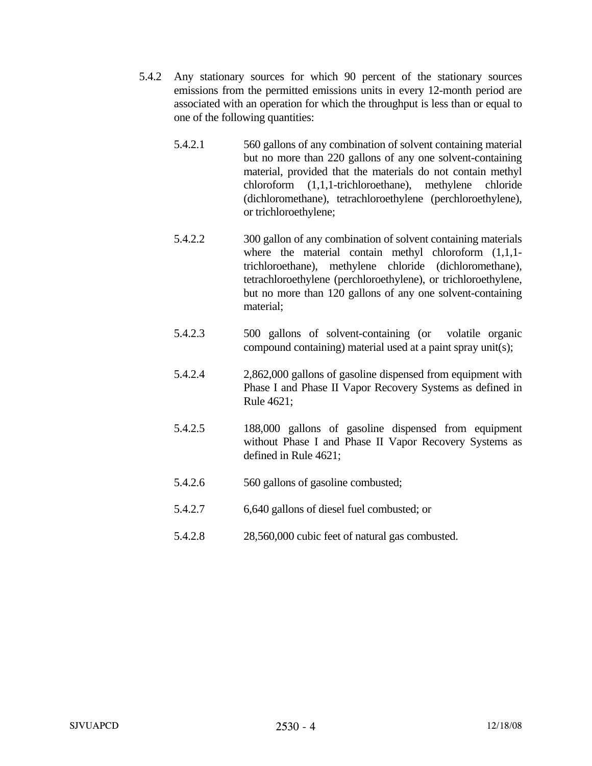5.4.2 Any stationary sources for which 90 percent of the stationary sources emissions from the permitted emissions units in every 12-month period are associated with an operation for which the throughput is less than or equal to one of the following quantities:

5.4.2.1 560 gallons of any combination of solvent containing material but no more than 220 gallons of any one solvent-containing material, provided that the materials do not contain methyl chloroform (1,1,1-trichloroethane), methylene chloride (dichloromethane), tetrachloroethylene (perchloroethylene), or trichloroethylene;

5.4.2.2 300 gallon of any combination of solvent containing materials where the material contain methyl chloroform (1,1,1-trichloroethane), methylene chloride (dichloromethane), tetrachloroethylene (perchloroethylene), or trichloroethylene, but no more than 120 gallons of any one solvent-containing material;

5.4.2.3 500 gallons of solvent-containing (or volatile organic compound containing) material used at a paint spray unit(s);

5.4.2.4 2,862,000 gallons of gasoline dispensed from equipment with Phase I and Phase II Vapor Recovery Systems as defined in Rule 4621;

5.4.2.5 188,000 gallons of gasoline dispensed from equipment without Phase I and Phase II Vapor Recovery Systems as defined in Rule 4621;

5.4.2.6 560 gallons of gasoline combusted;

5.4.2.7 6,640 gallons of diesel fuel combusted; or

5.4.2.8 28,560,000 cubic feet of natural gas combusted.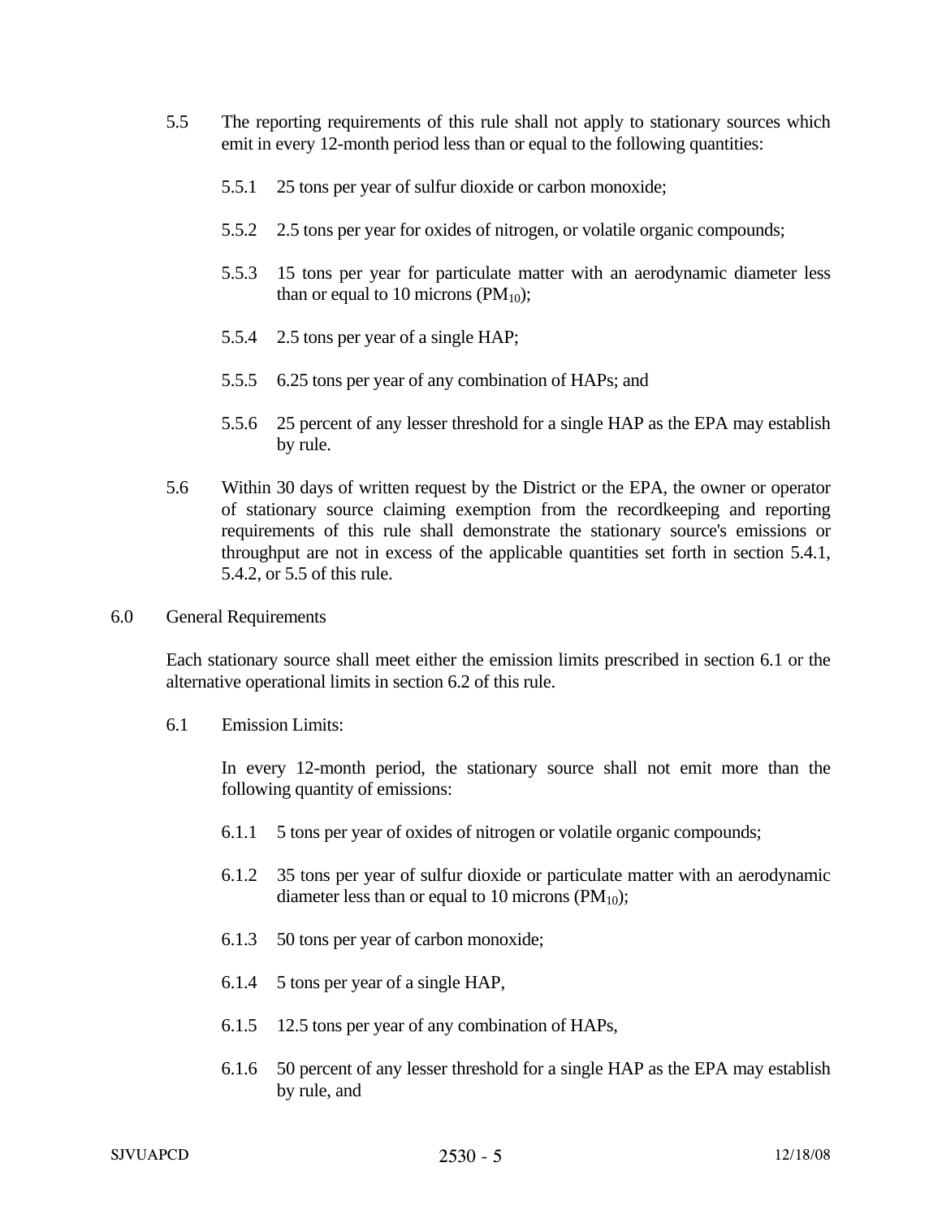5.5 The reporting requirements of this rule shall not apply to stationary sources which emit in every 12-month period less than or equal to the following quantities:

5.5.1 25 tons per year of sulfur dioxide or carbon monoxide;

5.5.2 2.5 tons per year for oxides of nitrogen, or volatile organic compounds;

5.5.3 15 tons per year for particulate matter with an aerodynamic diameter less than or equal to 10 microns ($PM_{10}$);

5.5.4 2.5 tons per year of a single HAP;

5.5.5 6.25 tons per year of any combination of HAPs; and

5.5.6 25 percent of any lesser threshold for a single HAP as the EPA may establish by rule.

5.6 Within 30 days of written request by the District or the EPA, the owner or operator of stationary source claiming exemption from the recordkeeping and reporting requirements of this rule shall demonstrate the stationary source's emissions or throughput are not in excess of the applicable quantities set forth in section 5.4.1, 5.4.2, or 5.5 of this rule.

## 6.0 General Requirements

Each stationary source shall meet either the emission limits prescribed in section 6.1 or the alternative operational limits in section 6.2 of this rule.

6.1 Emission Limits:

In every 12-month period, the stationary source shall not emit more than the following quantity of emissions:

6.1.1 5 tons per year of oxides of nitrogen or volatile organic compounds;

6.1.2 35 tons per year of sulfur dioxide or particulate matter with an aerodynamic diameter less than or equal to 10 microns ($PM_{10}$);

6.1.3 50 tons per year of carbon monoxide;

6.1.4 5 tons per year of a single HAP,

6.1.5 12.5 tons per year of any combination of HAPs,

6.1.6 50 percent of any lesser threshold for a single HAP as the EPA may establish by rule, and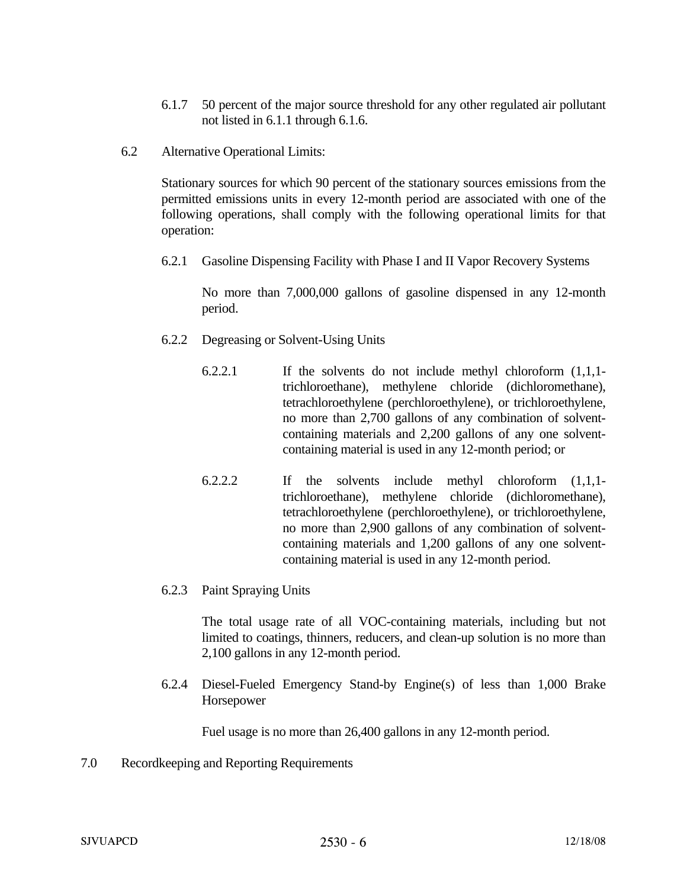6.1.7 50 percent of the major source threshold for any other regulated air pollutant not listed in 6.1.1 through 6.1.6.

6.2 Alternative Operational Limits:

Stationary sources for which 90 percent of the stationary sources emissions from the permitted emissions units in every 12-month period are associated with one of the following operations, shall comply with the following operational limits for that operation:

6.2.1 Gasoline Dispensing Facility with Phase I and II Vapor Recovery Systems

No more than 7,000,000 gallons of gasoline dispensed in any 12-month period.

6.2.2 Degreasing or Solvent-Using Units

6.2.2.1 If the solvents do not include methyl chloroform (1,1,1-trichloroethane), methylene chloride (dichloromethane), tetrachloroethylene (perchloroethylene), or trichloroethylene, no more than 2,700 gallons of any combination of solvent-containing materials and 2,200 gallons of any one solvent-containing material is used in any 12-month period; or

6.2.2.2 If the solvents include methyl chloroform (1,1,1-trichloroethane), methylene chloride (dichloromethane), tetrachloroethylene (perchloroethylene), or trichloroethylene, no more than 2,900 gallons of any combination of solvent-containing materials and 1,200 gallons of any one solvent-containing material is used in any 12-month period.

6.2.3 Paint Spraying Units

The total usage rate of all VOC-containing materials, including but not limited to coatings, thinners, reducers, and clean-up solution is no more than 2,100 gallons in any 12-month period.

6.2.4 Diesel-Fueled Emergency Stand-by Engine(s) of less than 1,000 Brake Horsepower

Fuel usage is no more than 26,400 gallons in any 12-month period.

## 7.0 Recordkeeping and Reporting Requirements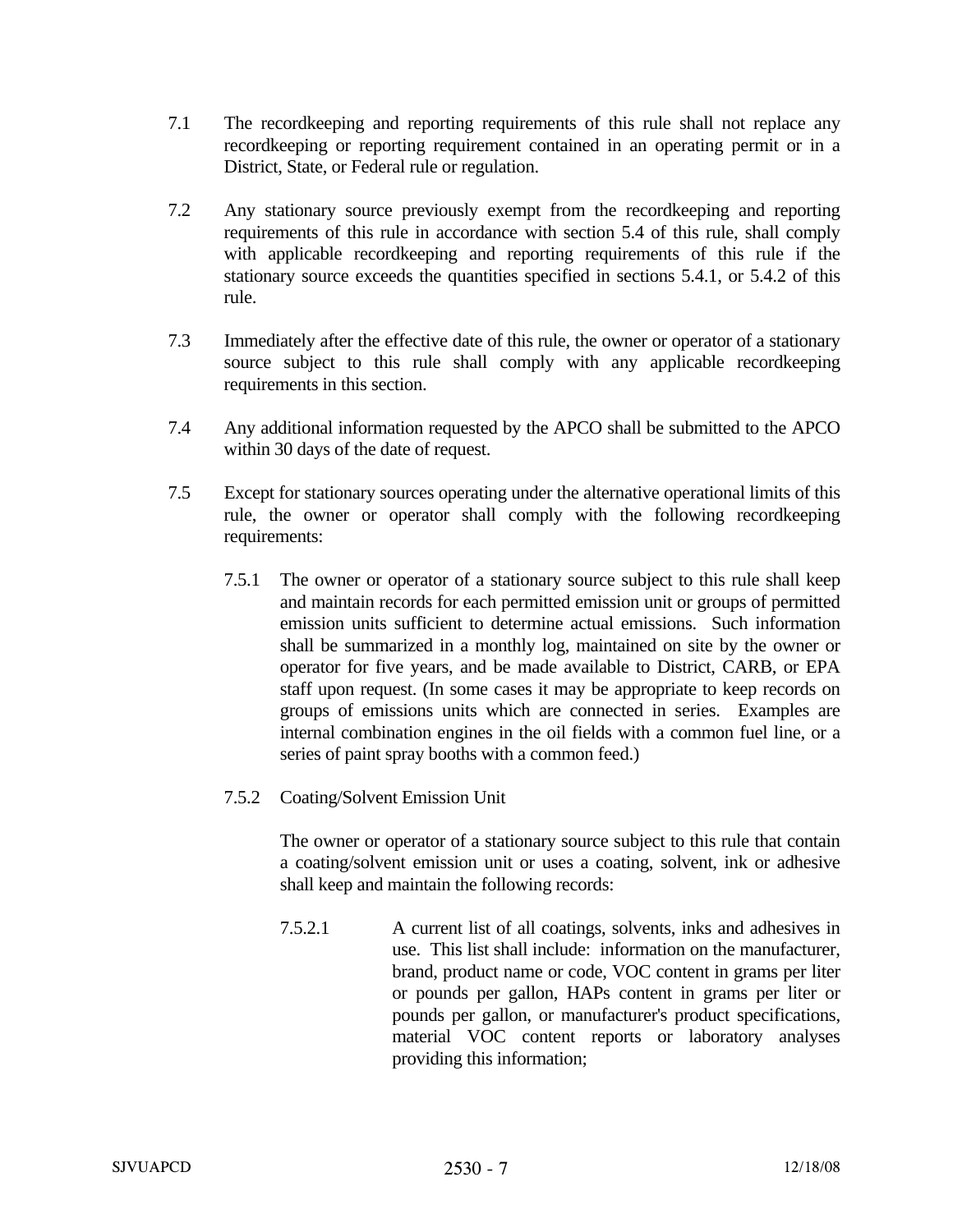7.1 The recordkeeping and reporting requirements of this rule shall not replace any recordkeeping or reporting requirement contained in an operating permit or in a District, State, or Federal rule or regulation.

7.2 Any stationary source previously exempt from the recordkeeping and reporting requirements of this rule in accordance with section 5.4 of this rule, shall comply with applicable recordkeeping and reporting requirements of this rule if the stationary source exceeds the quantities specified in sections 5.4.1, or 5.4.2 of this rule.

7.3 Immediately after the effective date of this rule, the owner or operator of a stationary source subject to this rule shall comply with any applicable recordkeeping requirements in this section.

7.4 Any additional information requested by the APCO shall be submitted to the APCO within 30 days of the date of request.

7.5 Except for stationary sources operating under the alternative operational limits of this rule, the owner or operator shall comply with the following recordkeeping requirements:

7.5.1 The owner or operator of a stationary source subject to this rule shall keep and maintain records for each permitted emission unit or groups of permitted emission units sufficient to determine actual emissions. Such information shall be summarized in a monthly log, maintained on site by the owner or operator for five years, and be made available to District, CARB, or EPA staff upon request. (In some cases it may be appropriate to keep records on groups of emissions units which are connected in series. Examples are internal combination engines in the oil fields with a common fuel line, or a series of paint spray booths with a common feed.)

7.5.2 Coating/Solvent Emission Unit

The owner or operator of a stationary source subject to this rule that contain a coating/solvent emission unit or uses a coating, solvent, ink or adhesive shall keep and maintain the following records:

7.5.2.1 A current list of all coatings, solvents, inks and adhesives in use. This list shall include: information on the manufacturer, brand, product name or code, VOC content in grams per liter or pounds per gallon, HAPs content in grams per liter or pounds per gallon, or manufacturer's product specifications, material VOC content reports or laboratory analyses providing this information;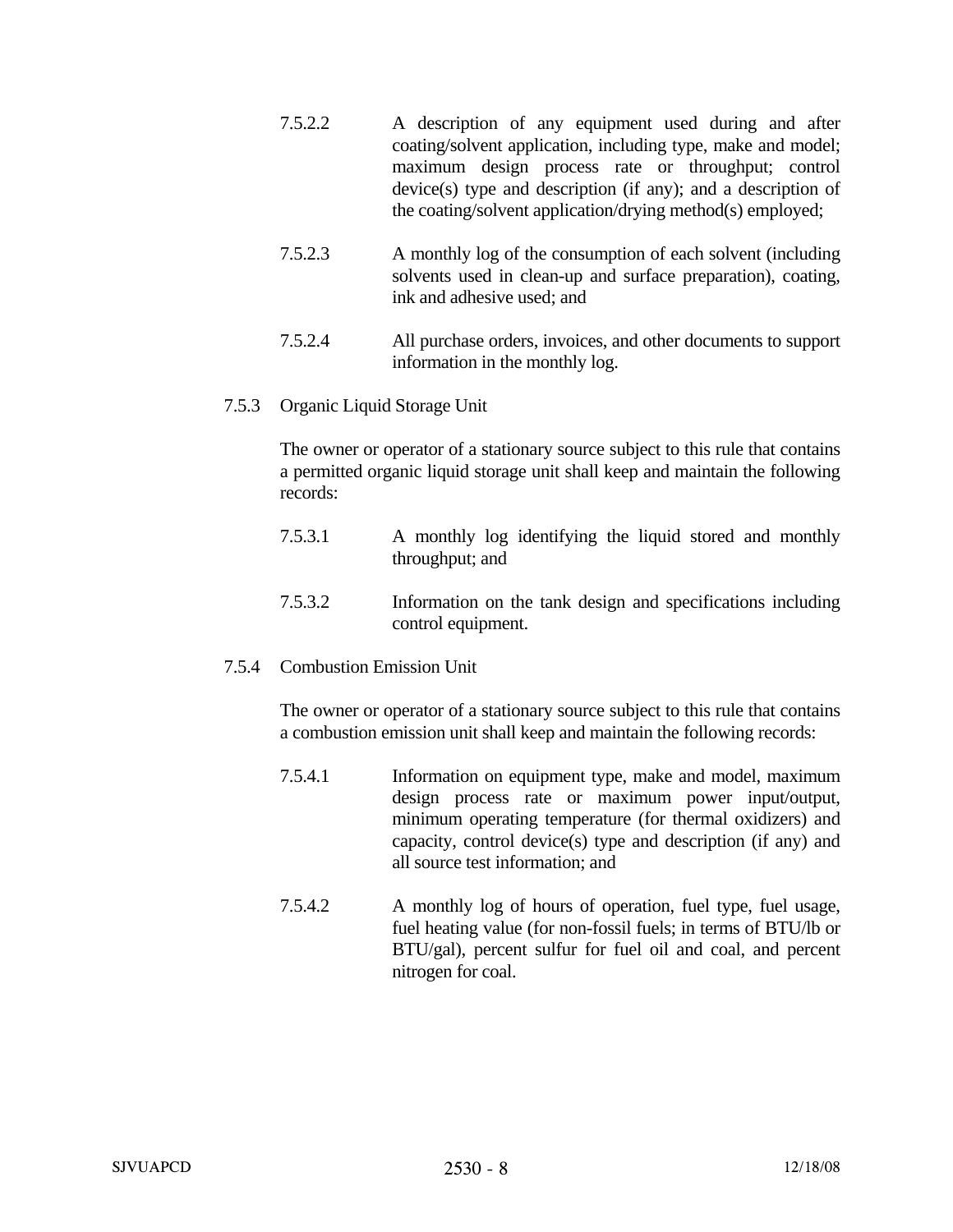7.5.2.2 A description of any equipment used during and after coating/solvent application, including type, make and model; maximum design process rate or throughput; control device(s) type and description (if any); and a description of the coating/solvent application/drying method(s) employed;

7.5.2.3 A monthly log of the consumption of each solvent (including solvents used in clean-up and surface preparation), coating, ink and adhesive used; and

7.5.2.4 All purchase orders, invoices, and other documents to support information in the monthly log.

7.5.3 Organic Liquid Storage Unit

The owner or operator of a stationary source subject to this rule that contains a permitted organic liquid storage unit shall keep and maintain the following records:

7.5.3.1 A monthly log identifying the liquid stored and monthly throughput; and

7.5.3.2 Information on the tank design and specifications including control equipment.

7.5.4 Combustion Emission Unit

The owner or operator of a stationary source subject to this rule that contains a combustion emission unit shall keep and maintain the following records:

7.5.4.1 Information on equipment type, make and model, maximum design process rate or maximum power input/output, minimum operating temperature (for thermal oxidizers) and capacity, control device(s) type and description (if any) and all source test information; and

7.5.4.2 A monthly log of hours of operation, fuel type, fuel usage, fuel heating value (for non-fossil fuels; in terms of BTU/lb or BTU/gal), percent sulfur for fuel oil and coal, and percent nitrogen for coal.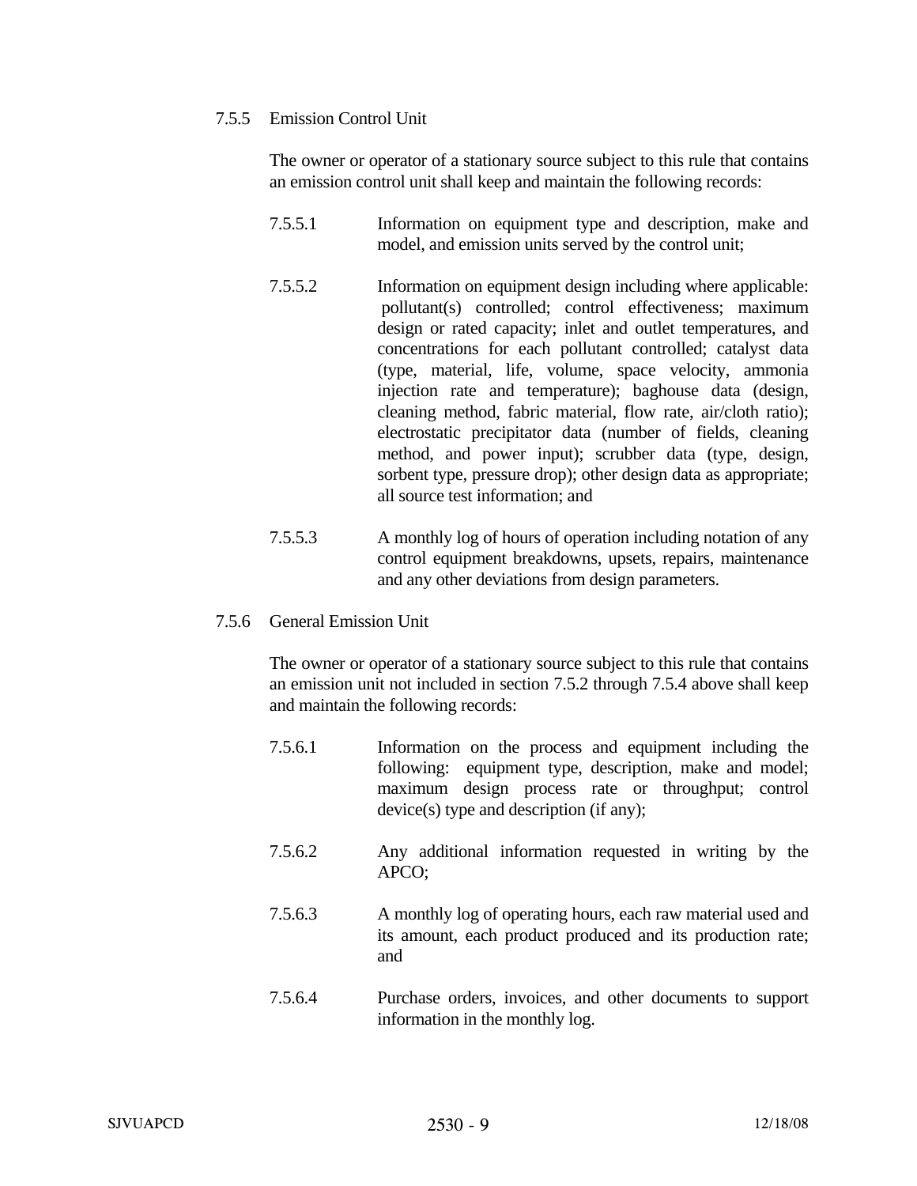7.5.5 Emission Control Unit

The owner or operator of a stationary source subject to this rule that contains an emission control unit shall keep and maintain the following records:

7.5.5.1 Information on equipment type and description, make and model, and emission units served by the control unit;

7.5.5.2 Information on equipment design including where applicable: pollutant(s) controlled; control effectiveness; maximum design or rated capacity; inlet and outlet temperatures, and concentrations for each pollutant controlled; catalyst data (type, material, life, volume, space velocity, ammonia injection rate and temperature); baghouse data (design, cleaning method, fabric material, flow rate, air/cloth ratio); electrostatic precipitator data (number of fields, cleaning method, and power input); scrubber data (type, design, sorbent type, pressure drop); other design data as appropriate; all source test information; and

7.5.5.3 A monthly log of hours of operation including notation of any control equipment breakdowns, upsets, repairs, maintenance and any other deviations from design parameters.

7.5.6 General Emission Unit

The owner or operator of a stationary source subject to this rule that contains an emission unit not included in section 7.5.2 through 7.5.4 above shall keep and maintain the following records:

7.5.6.1 Information on the process and equipment including the following: equipment type, description, make and model; maximum design process rate or throughput; control device(s) type and description (if any);

7.5.6.2 Any additional information requested in writing by the APCO;

7.5.6.3 A monthly log of operating hours, each raw material used and its amount, each product produced and its production rate; and

7.5.6.4 Purchase orders, invoices, and other documents to support information in the monthly log.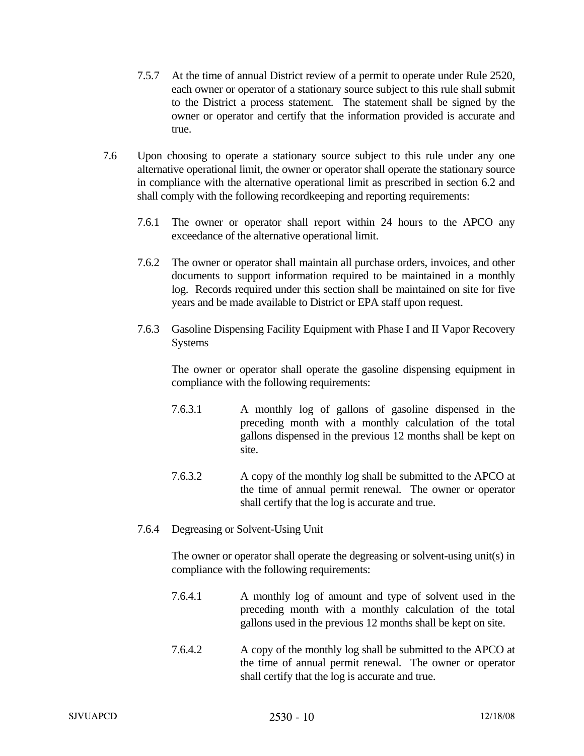7.5.7 At the time of annual District review of a permit to operate under Rule 2520, each owner or operator of a stationary source subject to this rule shall submit to the District a process statement. The statement shall be signed by the owner or operator and certify that the information provided is accurate and true.

7.6 Upon choosing to operate a stationary source subject to this rule under any one alternative operational limit, the owner or operator shall operate the stationary source in compliance with the alternative operational limit as prescribed in section 6.2 and shall comply with the following recordkeeping and reporting requirements:

7.6.1 The owner or operator shall report within 24 hours to the APCO any exceedance of the alternative operational limit.

7.6.2 The owner or operator shall maintain all purchase orders, invoices, and other documents to support information required to be maintained in a monthly log. Records required under this section shall be maintained on site for five years and be made available to District or EPA staff upon request.

7.6.3 Gasoline Dispensing Facility Equipment with Phase I and II Vapor Recovery Systems

The owner or operator shall operate the gasoline dispensing equipment in compliance with the following requirements:

7.6.3.1 A monthly log of gallons of gasoline dispensed in the preceding month with a monthly calculation of the total gallons dispensed in the previous 12 months shall be kept on site.

7.6.3.2 A copy of the monthly log shall be submitted to the APCO at the time of annual permit renewal. The owner or operator shall certify that the log is accurate and true.

7.6.4 Degreasing or Solvent-Using Unit

The owner or operator shall operate the degreasing or solvent-using unit(s) in compliance with the following requirements:

7.6.4.1 A monthly log of amount and type of solvent used in the preceding month with a monthly calculation of the total gallons used in the previous 12 months shall be kept on site.

7.6.4.2 A copy of the monthly log shall be submitted to the APCO at the time of annual permit renewal. The owner or operator shall certify that the log is accurate and true.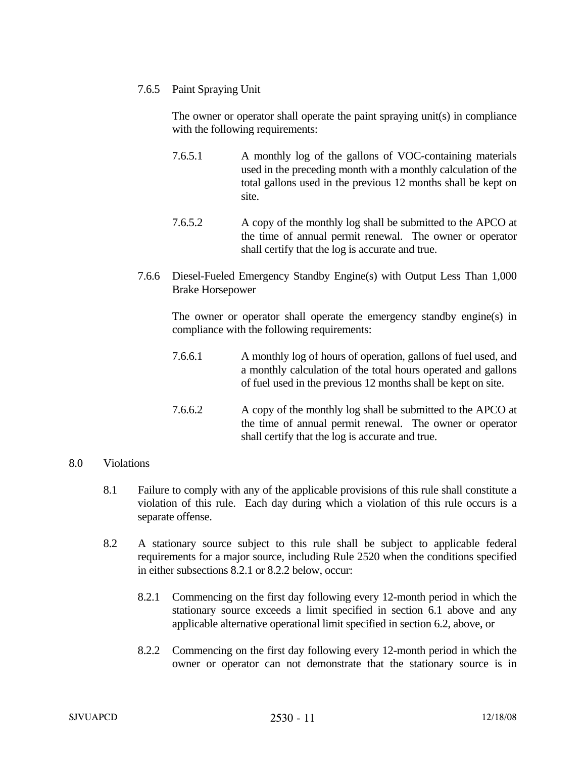7.6.5 Paint Spraying Unit

The owner or operator shall operate the paint spraying unit(s) in compliance with the following requirements:

7.6.5.1 A monthly log of the gallons of VOC-containing materials used in the preceding month with a monthly calculation of the total gallons used in the previous 12 months shall be kept on site.

7.6.5.2 A copy of the monthly log shall be submitted to the APCO at the time of annual permit renewal. The owner or operator shall certify that the log is accurate and true.

7.6.6 Diesel-Fueled Emergency Standby Engine(s) with Output Less Than 1,000 Brake Horsepower

The owner or operator shall operate the emergency standby engine(s) in compliance with the following requirements:

7.6.6.1 A monthly log of hours of operation, gallons of fuel used, and a monthly calculation of the total hours operated and gallons of fuel used in the previous 12 months shall be kept on site.

7.6.6.2 A copy of the monthly log shall be submitted to the APCO at the time of annual permit renewal. The owner or operator shall certify that the log is accurate and true.

## 8.0 Violations

8.1 Failure to comply with any of the applicable provisions of this rule shall constitute a violation of this rule. Each day during which a violation of this rule occurs is a separate offense.

8.2 A stationary source subject to this rule shall be subject to applicable federal requirements for a major source, including Rule 2520 when the conditions specified in either subsections 8.2.1 or 8.2.2 below, occur:

8.2.1 Commencing on the first day following every 12-month period in which the stationary source exceeds a limit specified in section 6.1 above and any applicable alternative operational limit specified in section 6.2, above, or

8.2.2 Commencing on the first day following every 12-month period in which the owner or operator can not demonstrate that the stationary source is in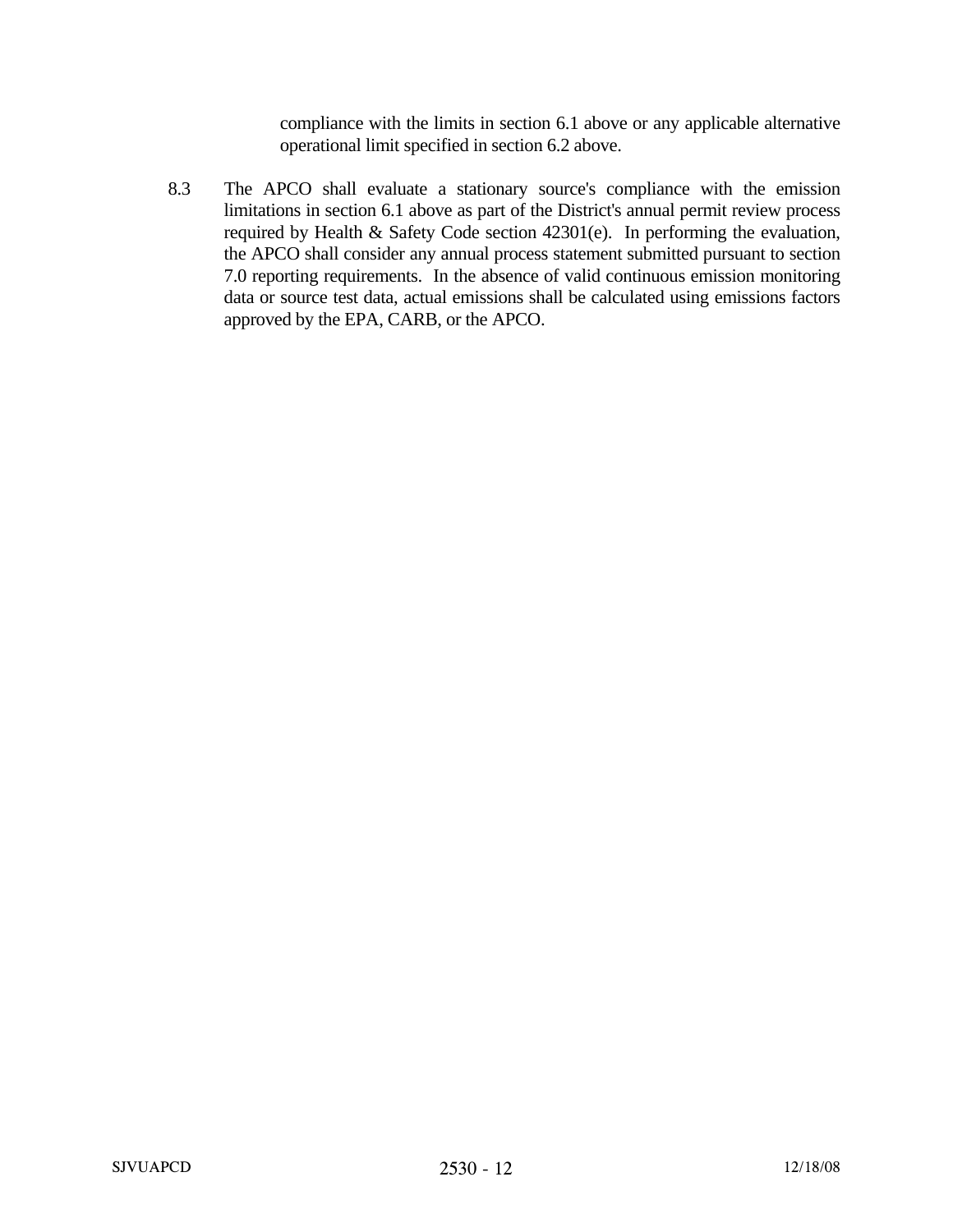compliance with the limits in section 6.1 above or any applicable alternative operational limit specified in section 6.2 above.

8.3 The APCO shall evaluate a stationary source's compliance with the emission limitations in section 6.1 above as part of the District's annual permit review process required by Health & Safety Code section 42301(e). In performing the evaluation, the APCO shall consider any annual process statement submitted pursuant to section 7.0 reporting requirements. In the absence of valid continuous emission monitoring data or source test data, actual emissions shall be calculated using emissions factors approved by the EPA, CARB, or the APCO.